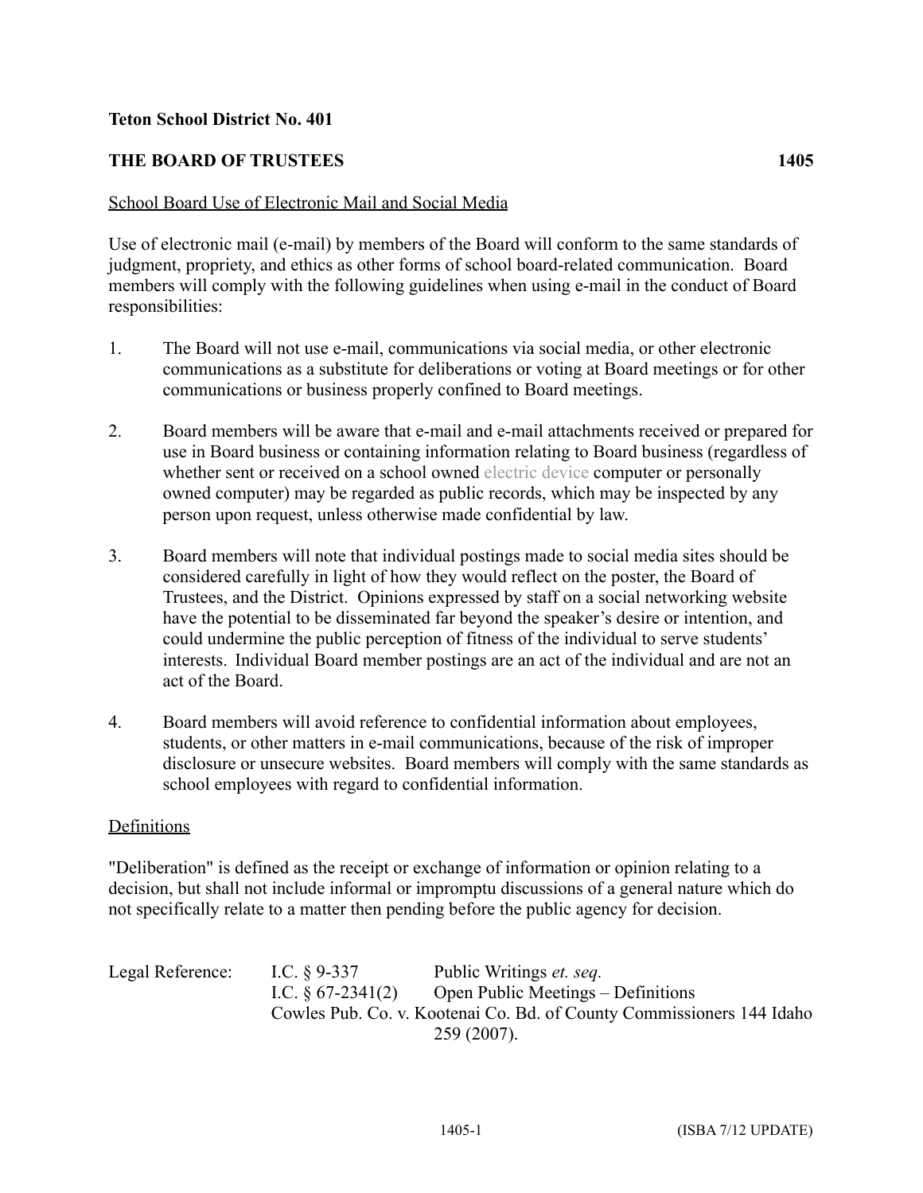**Teton School District No. 401**

**THE BOARD OF TRUSTEES 1405**

School Board Use of Electronic Mail and Social Media

Use of electronic mail (e-mail) by members of the Board will conform to the same standards of judgment, propriety, and ethics as other forms of school board-related communication. Board members will comply with the following guidelines when using e-mail in the conduct of Board responsibilities:

1. The Board will not use e-mail, communications via social media, or other electronic communications as a substitute for deliberations or voting at Board meetings or for other communications or business properly confined to Board meetings.

2. Board members will be aware that e-mail and e-mail attachments received or prepared for use in Board business or containing information relating to Board business (regardless of whether sent or received on a school owned electric device computer or personally owned computer) may be regarded as public records, which may be inspected by any person upon request, unless otherwise made confidential by law.

3. Board members will note that individual postings made to social media sites should be considered carefully in light of how they would reflect on the poster, the Board of Trustees, and the District. Opinions expressed by staff on a social networking website have the potential to be disseminated far beyond the speaker's desire or intention, and could undermine the public perception of fitness of the individual to serve students' interests. Individual Board member postings are an act of the individual and are not an act of the Board.

4. Board members will avoid reference to confidential information about employees, students, or other matters in e-mail communications, because of the risk of improper disclosure or unsecure websites. Board members will comply with the same standards as school employees with regard to confidential information.

Definitions

"Deliberation" is defined as the receipt or exchange of information or opinion relating to a decision, but shall not include informal or impromptu discussions of a general nature which do not specifically relate to a matter then pending before the public agency for decision.

| | | |
|---|---|---|
| Legal Reference: | I.C. § 9-337 | Public Writings *et. seq.* |
| | I.C. § 67-2341(2) | Open Public Meetings – Definitions |
| | Cowles Pub. Co. v. Kootenai Co. Bd. of County Commissioners 144 Idaho 259 (2007). | |

(ISBA 7/12 UPDATE)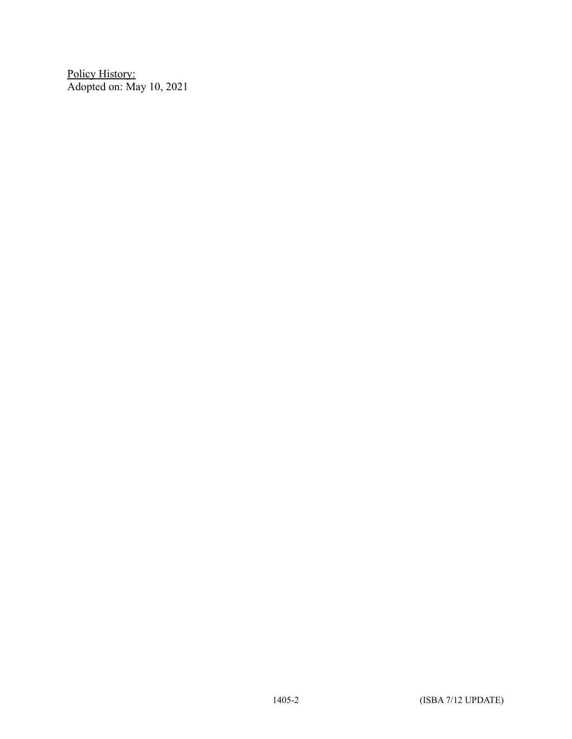Policy History:
Adopted on: May 10, 2021